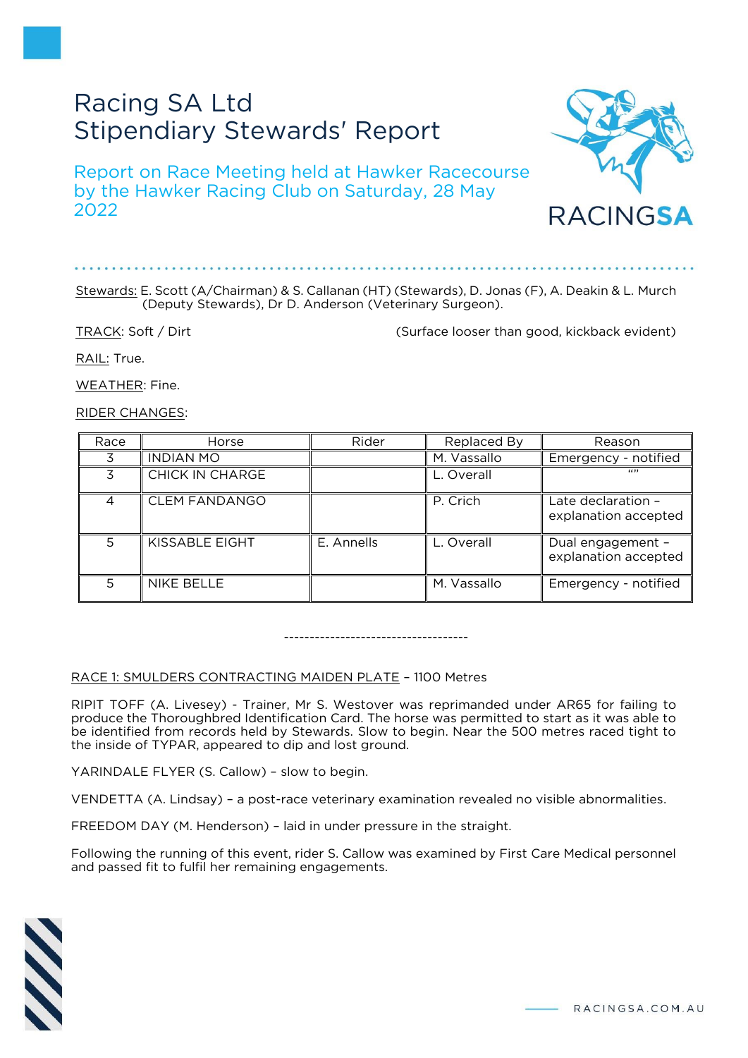# Racing SA Ltd
# Stipendiary Stewards' Report

## Report on Race Meeting held at Hawker Racecourse by the Hawker Racing Club on Saturday, 28 May 2022

Stewards: E. Scott (A/Chairman) & S. Callanan (HT) (Stewards), D. Jonas (F), A. Deakin & L. Murch (Deputy Stewards), Dr D. Anderson (Veterinary Surgeon).

TRACK: Soft / Dirt (Surface looser than good, kickback evident)

RAIL: True.

WEATHER: Fine.

RIDER CHANGES:

| Race | Horse | Rider | Replaced By | Reason |
|---|---|---|---|---|
| 3 | INDIAN MO | | M. Vassallo | Emergency - notified |
| 3 | CHICK IN CHARGE | | L. Overall | "" |
| 4 | CLEM FANDANGO | | P. Crich | Late declaration – explanation accepted |
| 5 | KISSABLE EIGHT | E. Annells | L. Overall | Dual engagement – explanation accepted |
| 5 | NIKE BELLE | | M. Vassallo | Emergency - notified |

------------------------------------

RACE 1: SMULDERS CONTRACTING MAIDEN PLATE – 1100 Metres

RIPIT TOFF (A. Livesey) - Trainer, Mr S. Westover was reprimanded under AR65 for failing to produce the Thoroughbred Identification Card. The horse was permitted to start as it was able to be identified from records held by Stewards. Slow to begin. Near the 500 metres raced tight to the inside of TYPAR, appeared to dip and lost ground.

YARINDALE FLYER (S. Callow) – slow to begin.

VENDETTA (A. Lindsay) – a post-race veterinary examination revealed no visible abnormalities.

FREEDOM DAY (M. Henderson) – laid in under pressure in the straight.

Following the running of this event, rider S. Callow was examined by First Care Medical personnel and passed fit to fulfil her remaining engagements.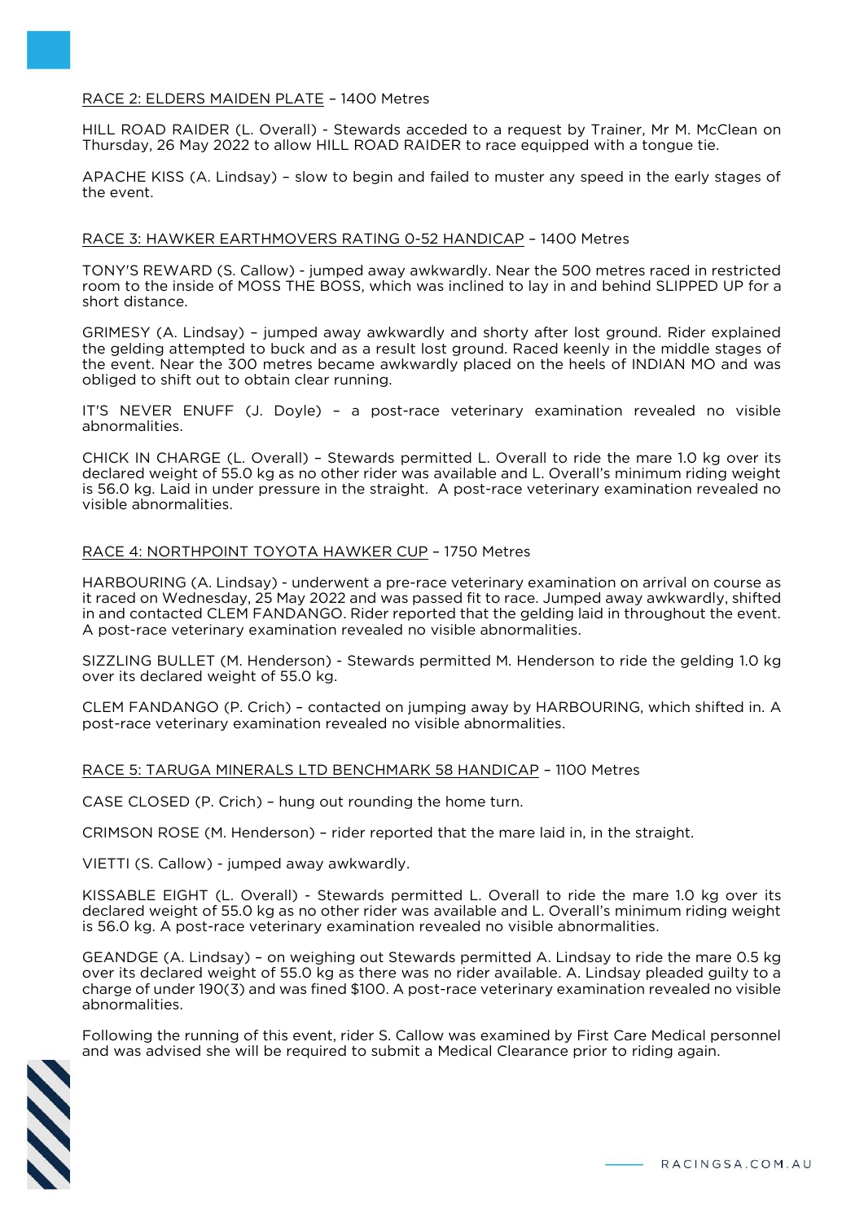RACE 2: ELDERS MAIDEN PLATE – 1400 Metres

HILL ROAD RAIDER (L. Overall) - Stewards acceded to a request by Trainer, Mr M. McClean on Thursday, 26 May 2022 to allow HILL ROAD RAIDER to race equipped with a tongue tie.

APACHE KISS (A. Lindsay) – slow to begin and failed to muster any speed in the early stages of the event.

RACE 3: HAWKER EARTHMOVERS RATING 0-52 HANDICAP – 1400 Metres

TONY'S REWARD (S. Callow) - jumped away awkwardly. Near the 500 metres raced in restricted room to the inside of MOSS THE BOSS, which was inclined to lay in and behind SLIPPED UP for a short distance.

GRIMESY (A. Lindsay) – jumped away awkwardly and shorty after lost ground. Rider explained the gelding attempted to buck and as a result lost ground. Raced keenly in the middle stages of the event. Near the 300 metres became awkwardly placed on the heels of INDIAN MO and was obliged to shift out to obtain clear running.

IT'S NEVER ENUFF (J. Doyle) – a post-race veterinary examination revealed no visible abnormalities.

CHICK IN CHARGE (L. Overall) – Stewards permitted L. Overall to ride the mare 1.0 kg over its declared weight of 55.0 kg as no other rider was available and L. Overall's minimum riding weight is 56.0 kg. Laid in under pressure in the straight. A post-race veterinary examination revealed no visible abnormalities.

RACE 4: NORTHPOINT TOYOTA HAWKER CUP – 1750 Metres

HARBOURING (A. Lindsay) - underwent a pre-race veterinary examination on arrival on course as it raced on Wednesday, 25 May 2022 and was passed fit to race. Jumped away awkwardly, shifted in and contacted CLEM FANDANGO. Rider reported that the gelding laid in throughout the event. A post-race veterinary examination revealed no visible abnormalities.

SIZZLING BULLET (M. Henderson) - Stewards permitted M. Henderson to ride the gelding 1.0 kg over its declared weight of 55.0 kg.

CLEM FANDANGO (P. Crich) – contacted on jumping away by HARBOURING, which shifted in. A post-race veterinary examination revealed no visible abnormalities.

RACE 5: TARUGA MINERALS LTD BENCHMARK 58 HANDICAP – 1100 Metres

CASE CLOSED (P. Crich) – hung out rounding the home turn.

CRIMSON ROSE (M. Henderson) – rider reported that the mare laid in, in the straight.

VIETTI (S. Callow) - jumped away awkwardly.

KISSABLE EIGHT (L. Overall) - Stewards permitted L. Overall to ride the mare 1.0 kg over its declared weight of 55.0 kg as no other rider was available and L. Overall's minimum riding weight is 56.0 kg. A post-race veterinary examination revealed no visible abnormalities.

GEANDGE (A. Lindsay) – on weighing out Stewards permitted A. Lindsay to ride the mare 0.5 kg over its declared weight of 55.0 kg as there was no rider available. A. Lindsay pleaded guilty to a charge of under 190(3) and was fined $100. A post-race veterinary examination revealed no visible abnormalities.

Following the running of this event, rider S. Callow was examined by First Care Medical personnel and was advised she will be required to submit a Medical Clearance prior to riding again.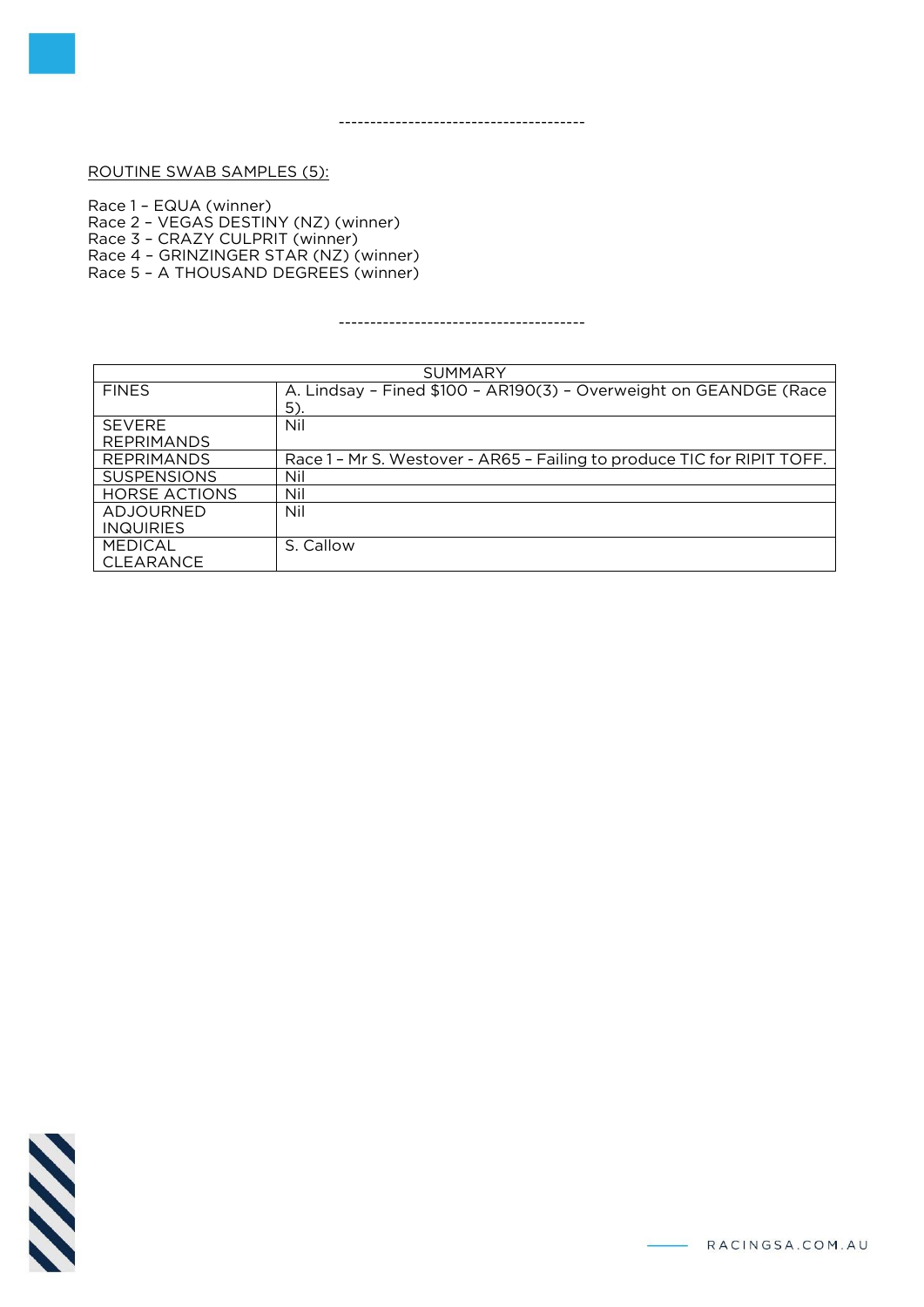---------------------------------------

ROUTINE SWAB SAMPLES (5):

Race 1 – EQUA (winner)
Race 2 – VEGAS DESTINY (NZ) (winner)
Race 3 – CRAZY CULPRIT (winner)
Race 4 – GRINZINGER STAR (NZ) (winner)
Race 5 – A THOUSAND DEGREES (winner)

---------------------------------------

| SUMMARY | |
|---|---|
| FINES | A. Lindsay – Fined $100 – AR190(3) – Overweight on GEANDGE (Race 5). |
| SEVERE REPRIMANDS | Nil |
| REPRIMANDS | Race 1 – Mr S. Westover - AR65 – Failing to produce TIC for RIPIT TOFF. |
| SUSPENSIONS | Nil |
| HORSE ACTIONS | Nil |
| ADJOURNED INQUIRIES | Nil |
| MEDICAL CLEARANCE | S. Callow |